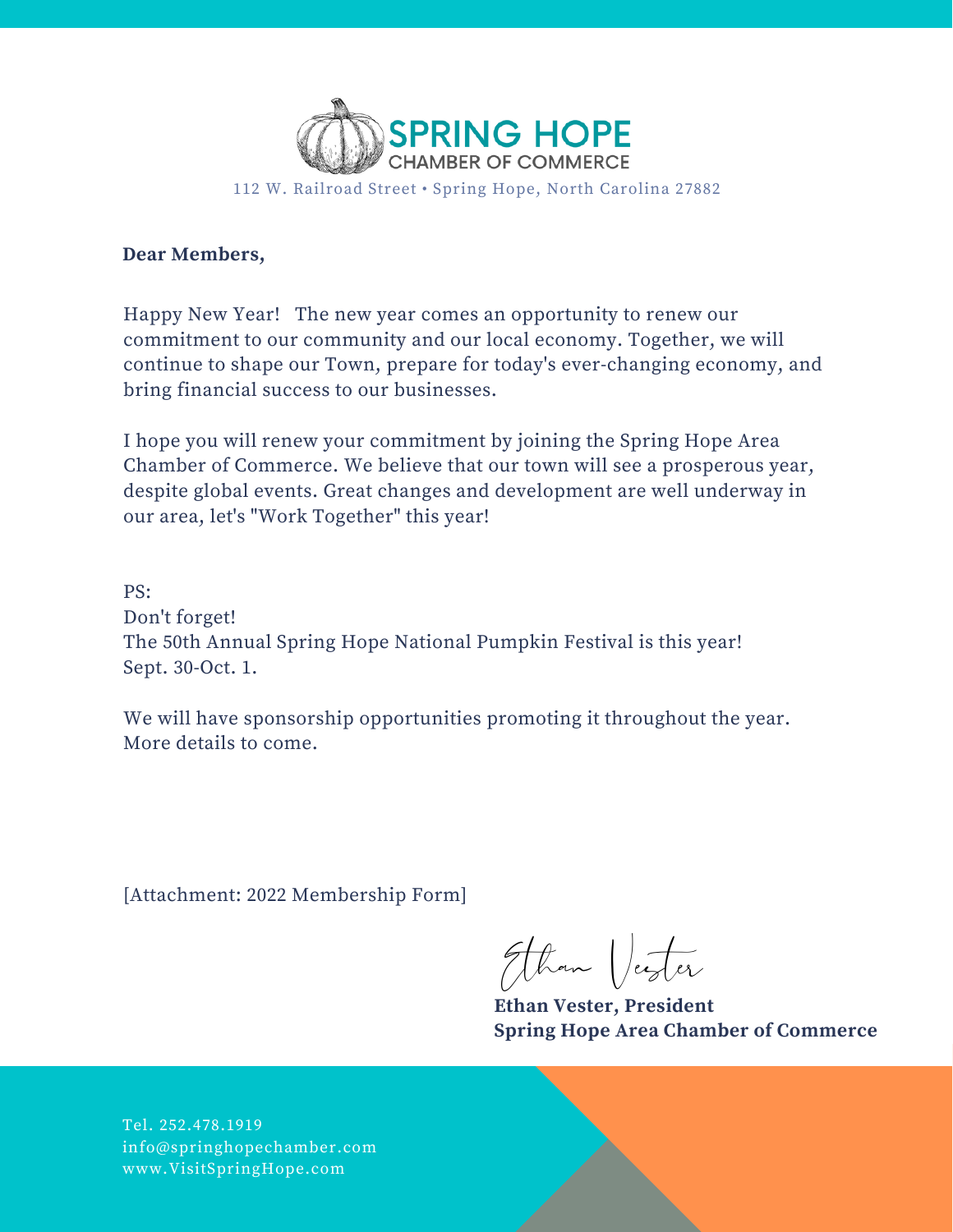**SPRING HOPE**
CHAMBER OF COMMERCE

112 W. Railroad Street • Spring Hope, North Carolina 27882

**Dear Members,**

Happy New Year!   The new year comes an opportunity to renew our commitment to our community and our local economy. Together, we will continue to shape our Town, prepare for today's ever-changing economy, and bring financial success to our businesses.

I hope you will renew your commitment by joining the Spring Hope Area Chamber of Commerce. We believe that our town will see a prosperous year, despite global events. Great changes and development are well underway in our area, let's "Work Together" this year!

PS:
Don't forget!
The 50th Annual Spring Hope National Pumpkin Festival is this year!
Sept. 30-Oct. 1.

We will have sponsorship opportunities promoting it throughout the year.
More details to come.

[Attachment: 2022 Membership Form]

Ethan Vester

**Ethan Vester, President**
**Spring Hope Area Chamber of Commerce**

Tel. 252.478.1919
info@springhopechamber.com
www.VisitSpringHope.com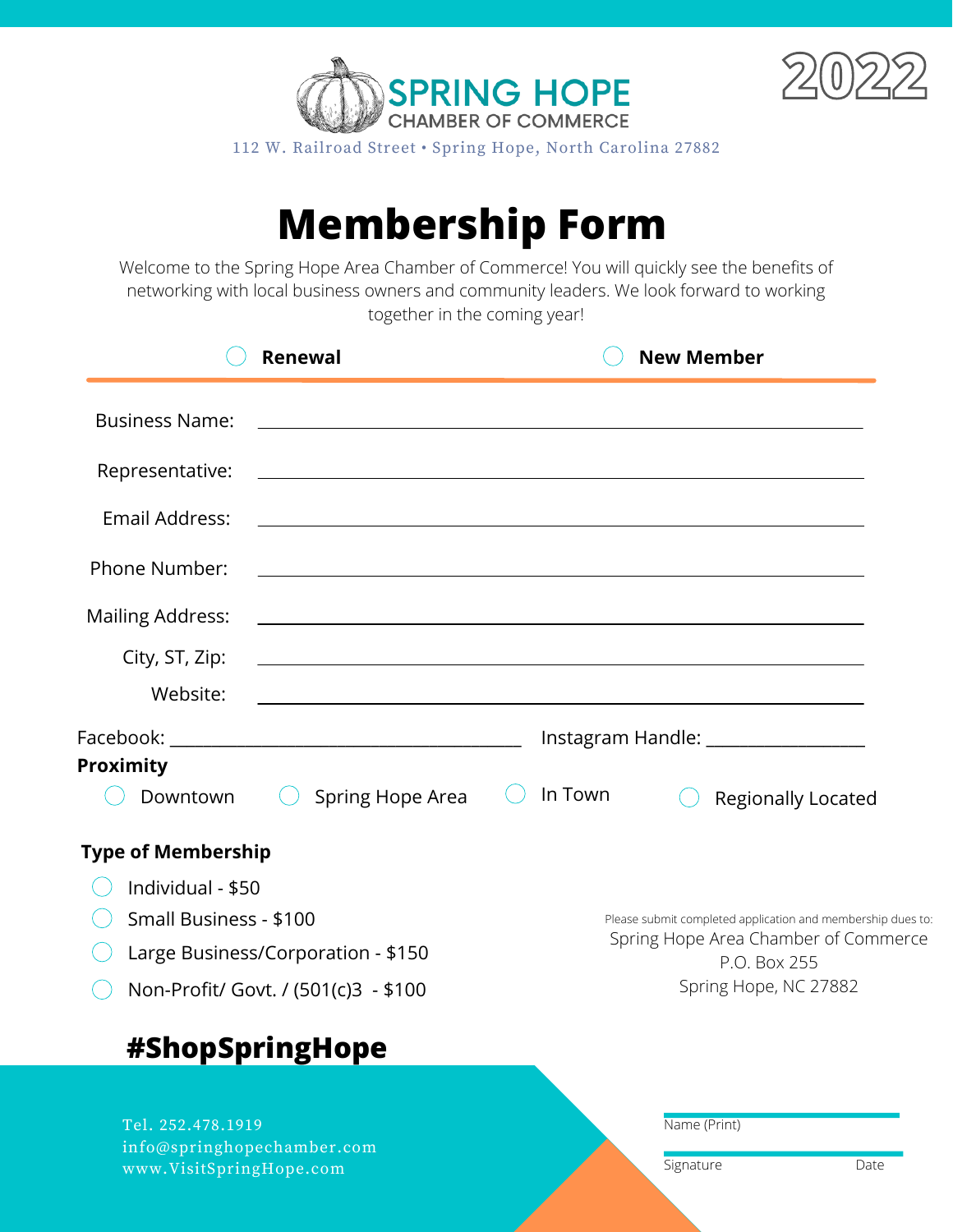# SPRING HOPE
CHAMBER OF COMMERCE

112 W. Railroad Street • Spring Hope, North Carolina 27882

2022

# Membership Form

Welcome to the Spring Hope Area Chamber of Commerce! You will quickly see the benefits of networking with local business owners and community leaders. We look forward to working together in the coming year!

◯ **Renewal** ◯ **New Member**

Business Name: ______________________________

Representative: ______________________________

Email Address: ______________________________

Phone Number: ______________________________

Mailing Address: ______________________________

City, ST, Zip: ______________________________

Website: ______________________________

Facebook: ____________________ Instagram Handle: ____________________

**Proximity**

◯ Downtown ◯ Spring Hope Area ◯ In Town ◯ Regionally Located

**Type of Membership**

- ◯ Individual - $50
- ◯ Small Business - $100
- ◯ Large Business/Corporation - $150
- ◯ Non-Profit/ Govt. / (501(c)3 - $100

Please submit completed application and membership dues to:
Spring Hope Area Chamber of Commerce
P.O. Box 255
Spring Hope, NC 27882

**#ShopSpringHope**

Tel. 252.478.1919
info@springhopechamber.com
www.VisitSpringHope.com

Name (Print) ______________________________

Signature ______________________________ Date ____________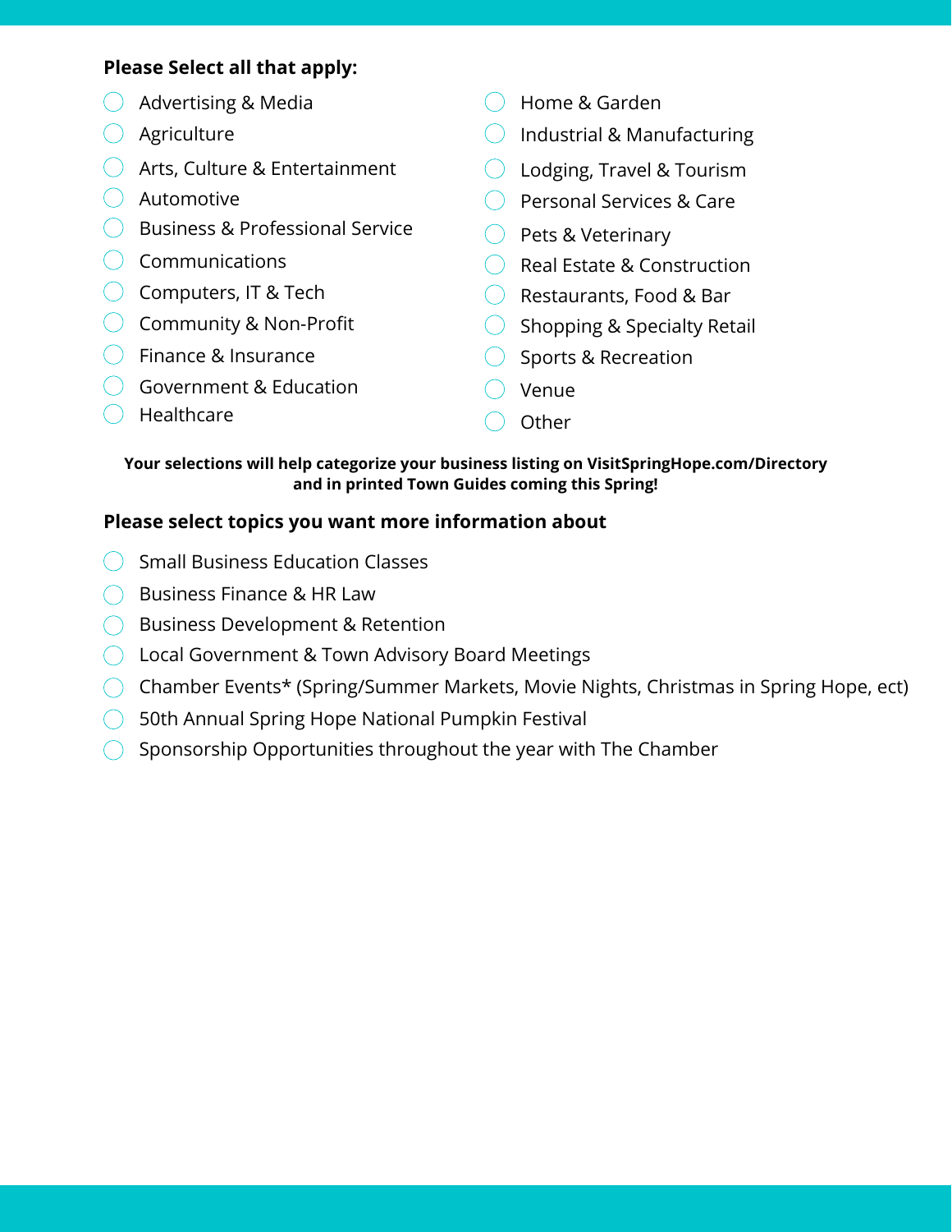**Please Select all that apply:**

- Advertising & Media
- Agriculture
- Arts, Culture & Entertainment
- Automotive
- Business & Professional Service
- Communications
- Computers, IT & Tech
- Community & Non-Profit
- Finance & Insurance
- Government & Education
- Healthcare
- Home & Garden
- Industrial & Manufacturing
- Lodging, Travel & Tourism
- Personal Services & Care
- Pets & Veterinary
- Real Estate & Construction
- Restaurants, Food & Bar
- Shopping & Specialty Retail
- Sports & Recreation
- Venue
- Other

**Your selections will help categorize your business listing on VisitSpringHope.com/Directory and in printed Town Guides coming this Spring!**

**Please select topics you want more information about**

- Small Business Education Classes
- Business Finance & HR Law
- Business Development & Retention
- Local Government & Town Advisory Board Meetings
- Chamber Events* (Spring/Summer Markets, Movie Nights, Christmas in Spring Hope, ect)
- 50th Annual Spring Hope National Pumpkin Festival
- Sponsorship Opportunities throughout the year with The Chamber